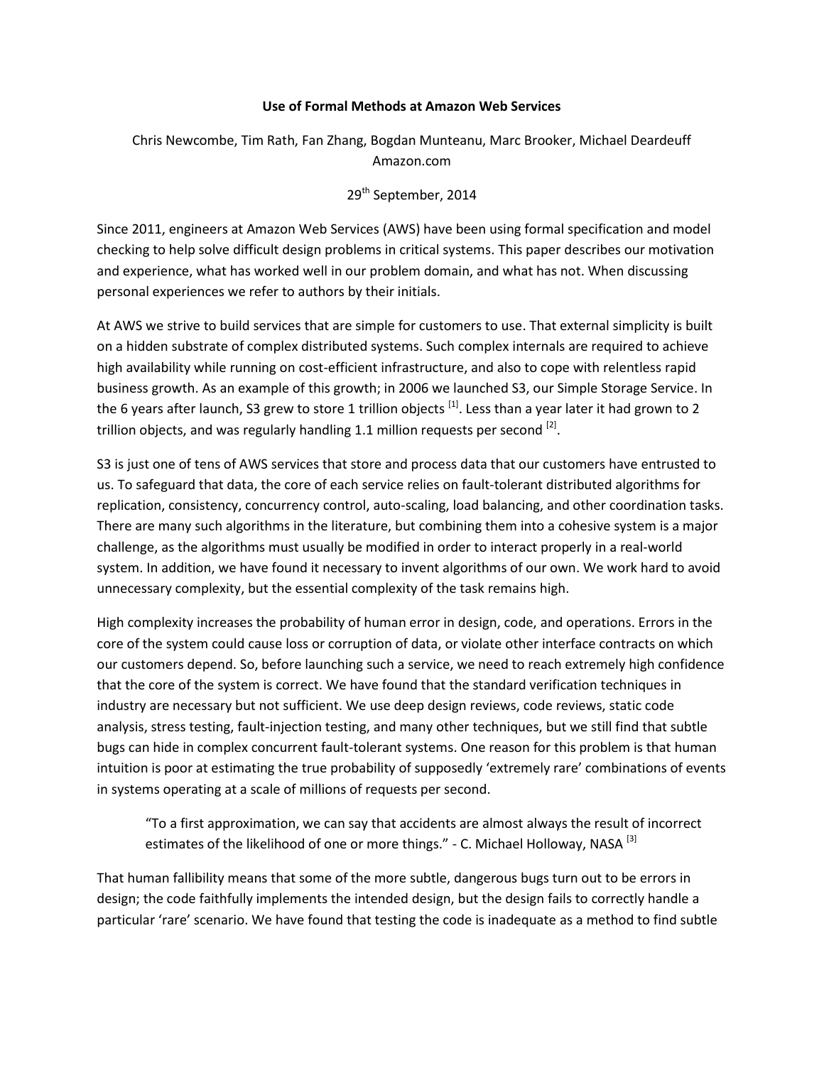# Use of Formal Methods at Amazon Web Services

Chris Newcombe, Tim Rath, Fan Zhang, Bogdan Munteanu, Marc Brooker, Michael Deardeuff
Amazon.com

29th September, 2014

Since 2011, engineers at Amazon Web Services (AWS) have been using formal specification and model checking to help solve difficult design problems in critical systems. This paper describes our motivation and experience, what has worked well in our problem domain, and what has not. When discussing personal experiences we refer to authors by their initials.

At AWS we strive to build services that are simple for customers to use. That external simplicity is built on a hidden substrate of complex distributed systems. Such complex internals are required to achieve high availability while running on cost-efficient infrastructure, and also to cope with relentless rapid business growth. As an example of this growth; in 2006 we launched S3, our Simple Storage Service. In the 6 years after launch, S3 grew to store 1 trillion objects [1]. Less than a year later it had grown to 2 trillion objects, and was regularly handling 1.1 million requests per second [2].

S3 is just one of tens of AWS services that store and process data that our customers have entrusted to us. To safeguard that data, the core of each service relies on fault-tolerant distributed algorithms for replication, consistency, concurrency control, auto-scaling, load balancing, and other coordination tasks. There are many such algorithms in the literature, but combining them into a cohesive system is a major challenge, as the algorithms must usually be modified in order to interact properly in a real-world system. In addition, we have found it necessary to invent algorithms of our own. We work hard to avoid unnecessary complexity, but the essential complexity of the task remains high.

High complexity increases the probability of human error in design, code, and operations. Errors in the core of the system could cause loss or corruption of data, or violate other interface contracts on which our customers depend. So, before launching such a service, we need to reach extremely high confidence that the core of the system is correct. We have found that the standard verification techniques in industry are necessary but not sufficient. We use deep design reviews, code reviews, static code analysis, stress testing, fault-injection testing, and many other techniques, but we still find that subtle bugs can hide in complex concurrent fault-tolerant systems. One reason for this problem is that human intuition is poor at estimating the true probability of supposedly 'extremely rare' combinations of events in systems operating at a scale of millions of requests per second.

> "To a first approximation, we can say that accidents are almost always the result of incorrect estimates of the likelihood of one or more things." - C. Michael Holloway, NASA [3]

That human fallibility means that some of the more subtle, dangerous bugs turn out to be errors in design; the code faithfully implements the intended design, but the design fails to correctly handle a particular 'rare' scenario. We have found that testing the code is inadequate as a method to find subtle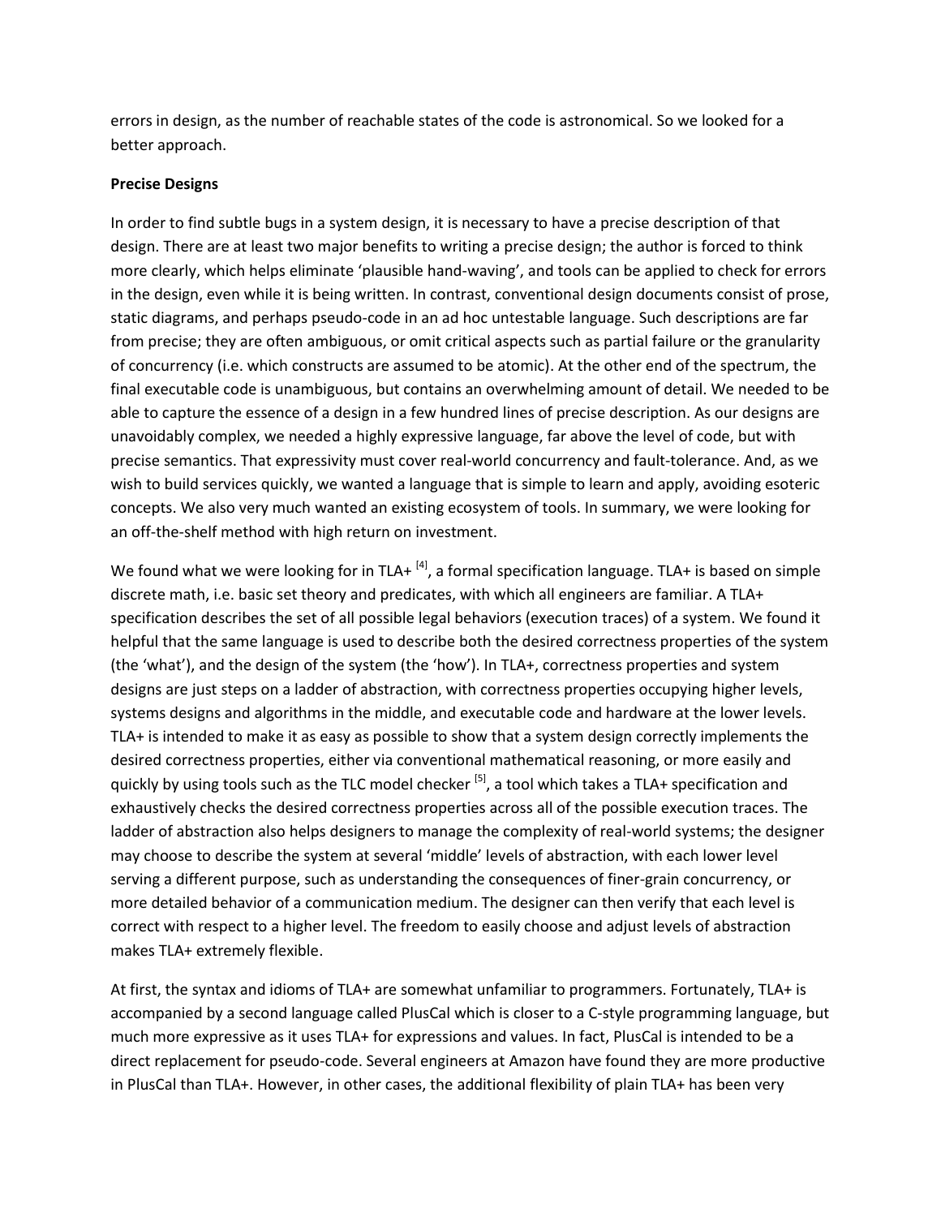errors in design, as the number of reachable states of the code is astronomical. So we looked for a better approach.

**Precise Designs**

In order to find subtle bugs in a system design, it is necessary to have a precise description of that design. There are at least two major benefits to writing a precise design; the author is forced to think more clearly, which helps eliminate 'plausible hand-waving', and tools can be applied to check for errors in the design, even while it is being written. In contrast, conventional design documents consist of prose, static diagrams, and perhaps pseudo-code in an ad hoc untestable language. Such descriptions are far from precise; they are often ambiguous, or omit critical aspects such as partial failure or the granularity of concurrency (i.e. which constructs are assumed to be atomic). At the other end of the spectrum, the final executable code is unambiguous, but contains an overwhelming amount of detail. We needed to be able to capture the essence of a design in a few hundred lines of precise description. As our designs are unavoidably complex, we needed a highly expressive language, far above the level of code, but with precise semantics. That expressivity must cover real-world concurrency and fault-tolerance. And, as we wish to build services quickly, we wanted a language that is simple to learn and apply, avoiding esoteric concepts. We also very much wanted an existing ecosystem of tools. In summary, we were looking for an off-the-shelf method with high return on investment.

We found what we were looking for in TLA+ [4], a formal specification language. TLA+ is based on simple discrete math, i.e. basic set theory and predicates, with which all engineers are familiar. A TLA+ specification describes the set of all possible legal behaviors (execution traces) of a system. We found it helpful that the same language is used to describe both the desired correctness properties of the system (the 'what'), and the design of the system (the 'how'). In TLA+, correctness properties and system designs are just steps on a ladder of abstraction, with correctness properties occupying higher levels, systems designs and algorithms in the middle, and executable code and hardware at the lower levels. TLA+ is intended to make it as easy as possible to show that a system design correctly implements the desired correctness properties, either via conventional mathematical reasoning, or more easily and quickly by using tools such as the TLC model checker [5], a tool which takes a TLA+ specification and exhaustively checks the desired correctness properties across all of the possible execution traces. The ladder of abstraction also helps designers to manage the complexity of real-world systems; the designer may choose to describe the system at several 'middle' levels of abstraction, with each lower level serving a different purpose, such as understanding the consequences of finer-grain concurrency, or more detailed behavior of a communication medium. The designer can then verify that each level is correct with respect to a higher level. The freedom to easily choose and adjust levels of abstraction makes TLA+ extremely flexible.

At first, the syntax and idioms of TLA+ are somewhat unfamiliar to programmers. Fortunately, TLA+ is accompanied by a second language called PlusCal which is closer to a C-style programming language, but much more expressive as it uses TLA+ for expressions and values. In fact, PlusCal is intended to be a direct replacement for pseudo-code. Several engineers at Amazon have found they are more productive in PlusCal than TLA+. However, in other cases, the additional flexibility of plain TLA+ has been very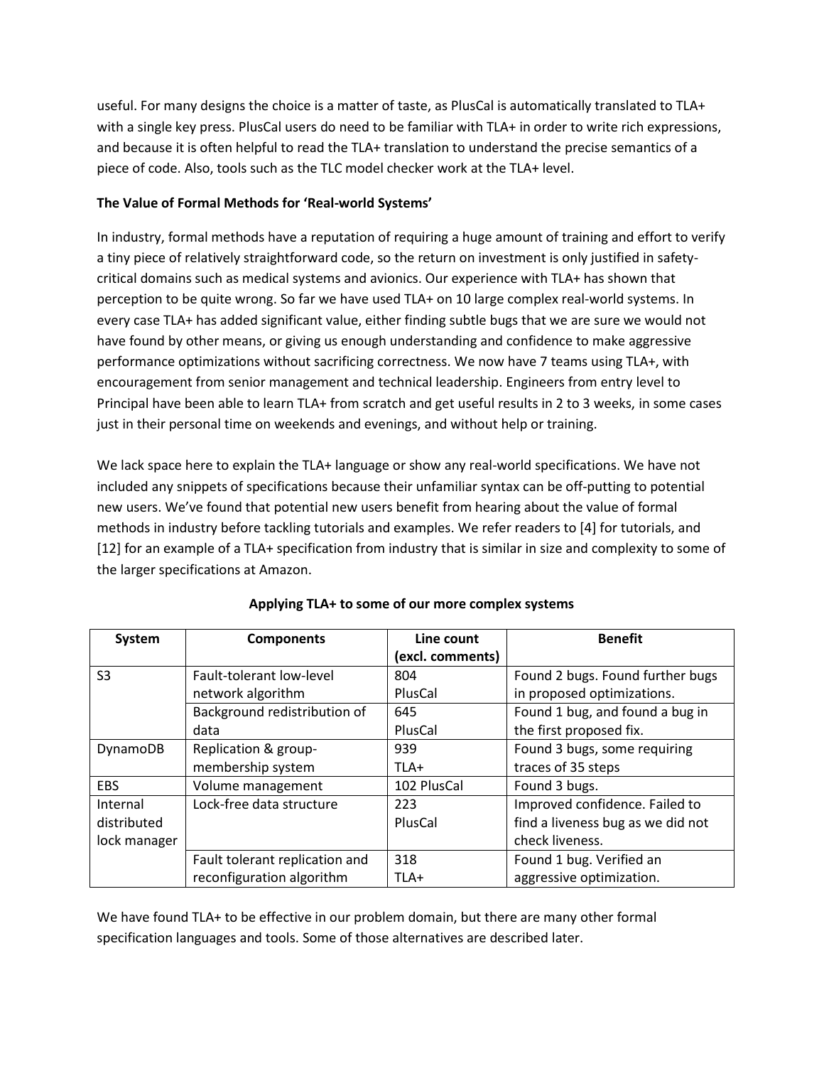useful. For many designs the choice is a matter of taste, as PlusCal is automatically translated to TLA+ with a single key press. PlusCal users do need to be familiar with TLA+ in order to write rich expressions, and because it is often helpful to read the TLA+ translation to understand the precise semantics of a piece of code. Also, tools such as the TLC model checker work at the TLA+ level.

**The Value of Formal Methods for 'Real-world Systems'**

In industry, formal methods have a reputation of requiring a huge amount of training and effort to verify a tiny piece of relatively straightforward code, so the return on investment is only justified in safety-critical domains such as medical systems and avionics. Our experience with TLA+ has shown that perception to be quite wrong. So far we have used TLA+ on 10 large complex real-world systems. In every case TLA+ has added significant value, either finding subtle bugs that we are sure we would not have found by other means, or giving us enough understanding and confidence to make aggressive performance optimizations without sacrificing correctness. We now have 7 teams using TLA+, with encouragement from senior management and technical leadership. Engineers from entry level to Principal have been able to learn TLA+ from scratch and get useful results in 2 to 3 weeks, in some cases just in their personal time on weekends and evenings, and without help or training.

We lack space here to explain the TLA+ language or show any real-world specifications. We have not included any snippets of specifications because their unfamiliar syntax can be off-putting to potential new users. We've found that potential new users benefit from hearing about the value of formal methods in industry before tackling tutorials and examples. We refer readers to [4] for tutorials, and [12] for an example of a TLA+ specification from industry that is similar in size and complexity to some of the larger specifications at Amazon.

**Applying TLA+ to some of our more complex systems**

| System | Components | Line count (excl. comments) | Benefit |
|---|---|---|---|
| S3 | Fault-tolerant low-level network algorithm | 804 PlusCal | Found 2 bugs. Found further bugs in proposed optimizations. |
| | Background redistribution of data | 645 PlusCal | Found 1 bug, and found a bug in the first proposed fix. |
| DynamoDB | Replication & group-membership system | 939 TLA+ | Found 3 bugs, some requiring traces of 35 steps |
| EBS | Volume management | 102 PlusCal | Found 3 bugs. |
| Internal distributed lock manager | Lock-free data structure | 223 PlusCal | Improved confidence. Failed to find a liveness bug as we did not check liveness. |
| | Fault tolerant replication and reconfiguration algorithm | 318 TLA+ | Found 1 bug. Verified an aggressive optimization. |

We have found TLA+ to be effective in our problem domain, but there are many other formal specification languages and tools. Some of those alternatives are described later.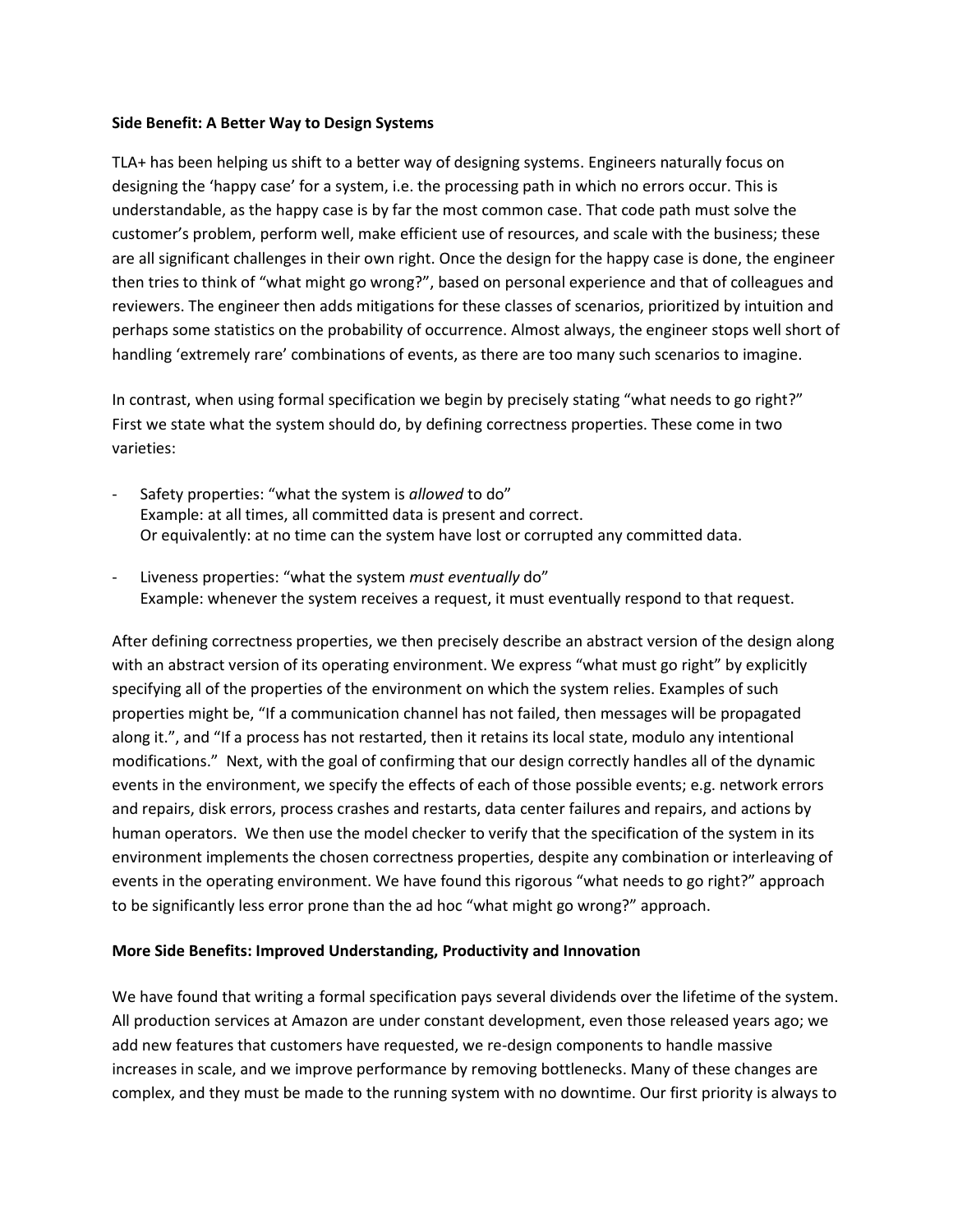**Side Benefit: A Better Way to Design Systems**

TLA+ has been helping us shift to a better way of designing systems. Engineers naturally focus on designing the 'happy case' for a system, i.e. the processing path in which no errors occur. This is understandable, as the happy case is by far the most common case. That code path must solve the customer's problem, perform well, make efficient use of resources, and scale with the business; these are all significant challenges in their own right. Once the design for the happy case is done, the engineer then tries to think of "what might go wrong?", based on personal experience and that of colleagues and reviewers. The engineer then adds mitigations for these classes of scenarios, prioritized by intuition and perhaps some statistics on the probability of occurrence. Almost always, the engineer stops well short of handling 'extremely rare' combinations of events, as there are too many such scenarios to imagine.

In contrast, when using formal specification we begin by precisely stating "what needs to go right?" First we state what the system should do, by defining correctness properties. These come in two varieties:

- Safety properties: "what the system is *allowed* to do"
  Example: at all times, all committed data is present and correct.
  Or equivalently: at no time can the system have lost or corrupted any committed data.

- Liveness properties: "what the system *must eventually* do"
  Example: whenever the system receives a request, it must eventually respond to that request.

After defining correctness properties, we then precisely describe an abstract version of the design along with an abstract version of its operating environment. We express "what must go right" by explicitly specifying all of the properties of the environment on which the system relies. Examples of such properties might be, "If a communication channel has not failed, then messages will be propagated along it.", and "If a process has not restarted, then it retains its local state, modulo any intentional modifications." Next, with the goal of confirming that our design correctly handles all of the dynamic events in the environment, we specify the effects of each of those possible events; e.g. network errors and repairs, disk errors, process crashes and restarts, data center failures and repairs, and actions by human operators. We then use the model checker to verify that the specification of the system in its environment implements the chosen correctness properties, despite any combination or interleaving of events in the operating environment. We have found this rigorous "what needs to go right?" approach to be significantly less error prone than the ad hoc "what might go wrong?" approach.

**More Side Benefits: Improved Understanding, Productivity and Innovation**

We have found that writing a formal specification pays several dividends over the lifetime of the system. All production services at Amazon are under constant development, even those released years ago; we add new features that customers have requested, we re-design components to handle massive increases in scale, and we improve performance by removing bottlenecks. Many of these changes are complex, and they must be made to the running system with no downtime. Our first priority is always to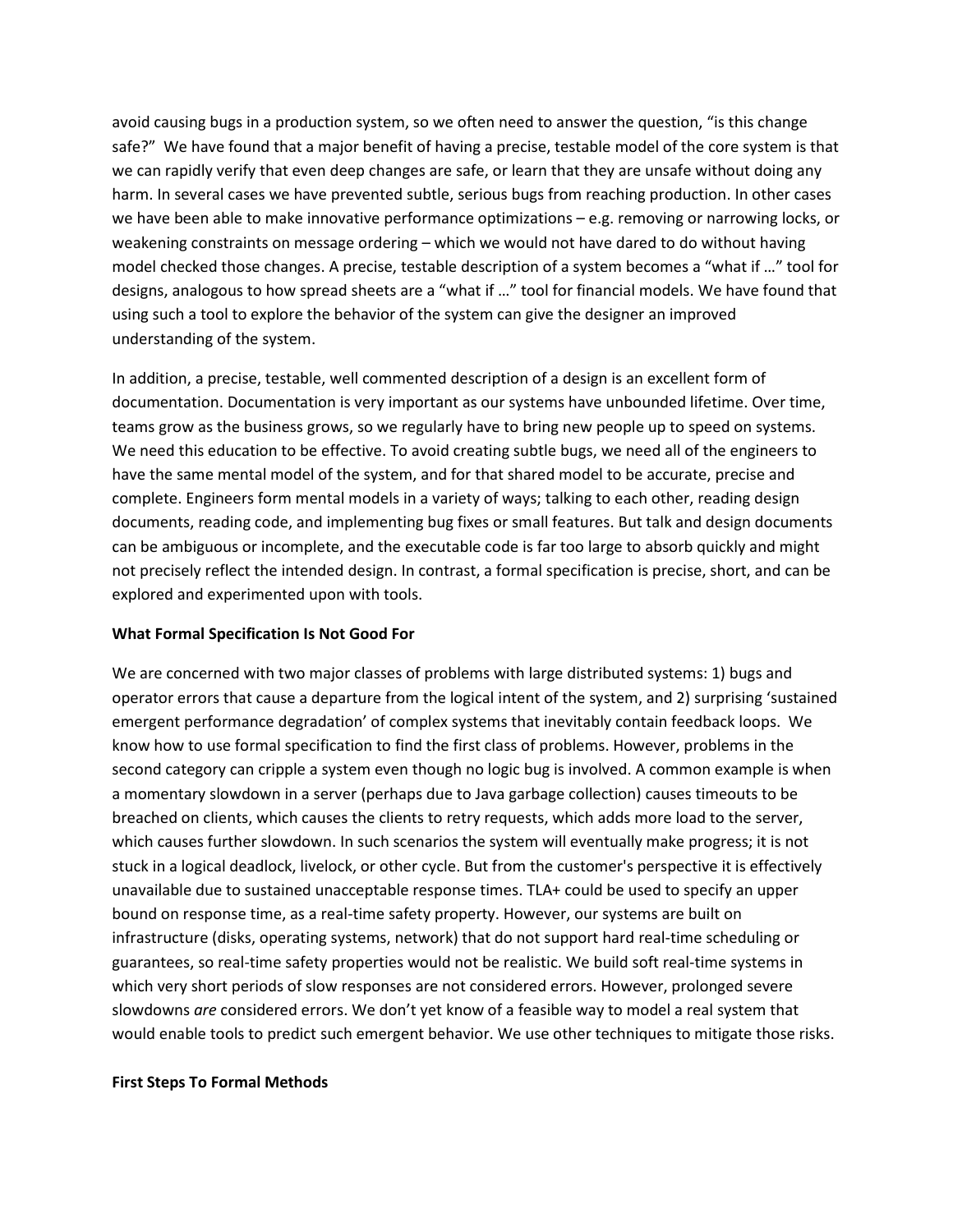avoid causing bugs in a production system, so we often need to answer the question, “is this change safe?” We have found that a major benefit of having a precise, testable model of the core system is that we can rapidly verify that even deep changes are safe, or learn that they are unsafe without doing any harm. In several cases we have prevented subtle, serious bugs from reaching production. In other cases we have been able to make innovative performance optimizations – e.g. removing or narrowing locks, or weakening constraints on message ordering – which we would not have dared to do without having model checked those changes. A precise, testable description of a system becomes a “what if …” tool for designs, analogous to how spread sheets are a “what if …” tool for financial models. We have found that using such a tool to explore the behavior of the system can give the designer an improved understanding of the system.

In addition, a precise, testable, well commented description of a design is an excellent form of documentation. Documentation is very important as our systems have unbounded lifetime. Over time, teams grow as the business grows, so we regularly have to bring new people up to speed on systems. We need this education to be effective. To avoid creating subtle bugs, we need all of the engineers to have the same mental model of the system, and for that shared model to be accurate, precise and complete. Engineers form mental models in a variety of ways; talking to each other, reading design documents, reading code, and implementing bug fixes or small features. But talk and design documents can be ambiguous or incomplete, and the executable code is far too large to absorb quickly and might not precisely reflect the intended design. In contrast, a formal specification is precise, short, and can be explored and experimented upon with tools.

**What Formal Specification Is Not Good For**

We are concerned with two major classes of problems with large distributed systems: 1) bugs and operator errors that cause a departure from the logical intent of the system, and 2) surprising ‘sustained emergent performance degradation’ of complex systems that inevitably contain feedback loops. We know how to use formal specification to find the first class of problems. However, problems in the second category can cripple a system even though no logic bug is involved. A common example is when a momentary slowdown in a server (perhaps due to Java garbage collection) causes timeouts to be breached on clients, which causes the clients to retry requests, which adds more load to the server, which causes further slowdown. In such scenarios the system will eventually make progress; it is not stuck in a logical deadlock, livelock, or other cycle. But from the customer's perspective it is effectively unavailable due to sustained unacceptable response times. TLA+ could be used to specify an upper bound on response time, as a real-time safety property. However, our systems are built on infrastructure (disks, operating systems, network) that do not support hard real-time scheduling or guarantees, so real-time safety properties would not be realistic. We build soft real-time systems in which very short periods of slow responses are not considered errors. However, prolonged severe slowdowns *are* considered errors. We don’t yet know of a feasible way to model a real system that would enable tools to predict such emergent behavior. We use other techniques to mitigate those risks.

**First Steps To Formal Methods**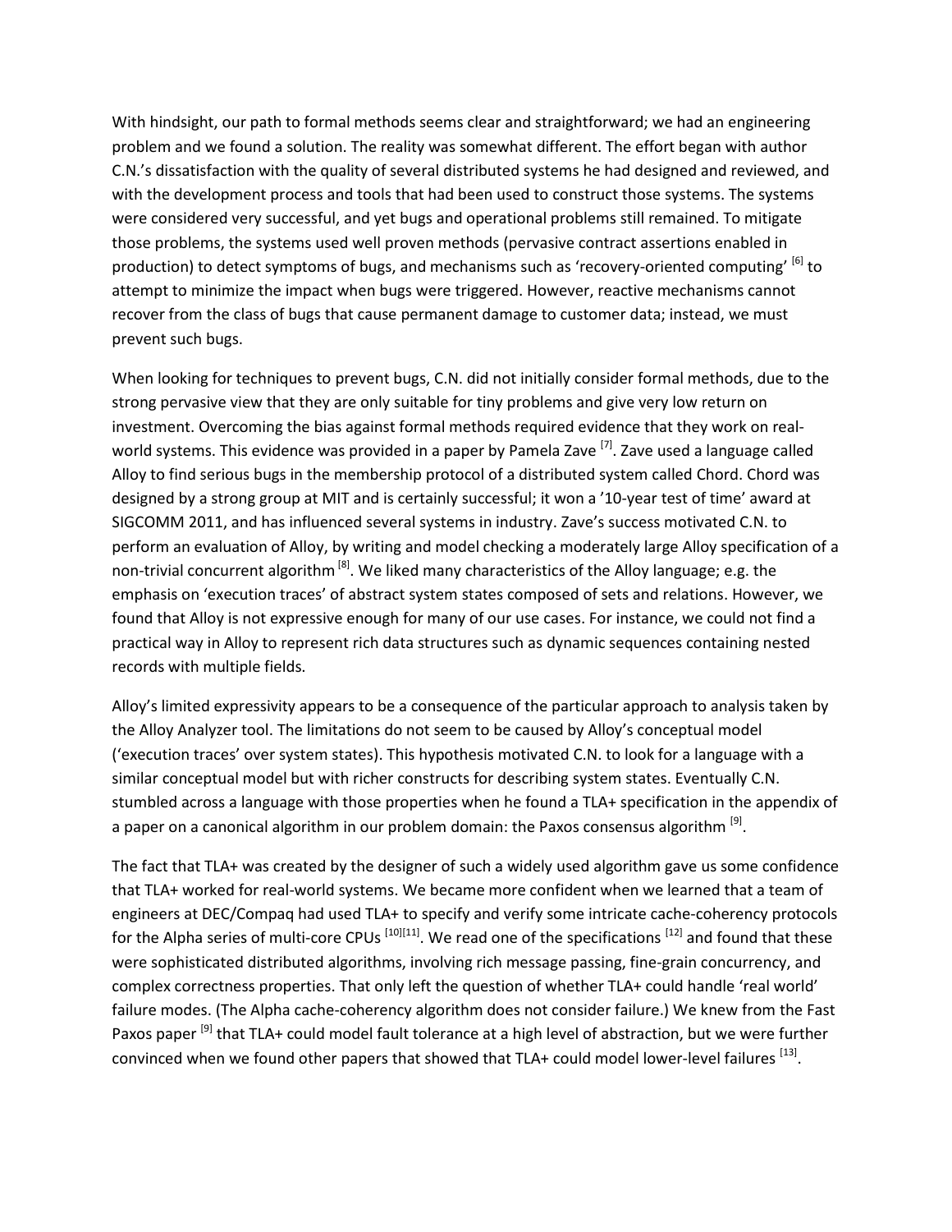With hindsight, our path to formal methods seems clear and straightforward; we had an engineering problem and we found a solution. The reality was somewhat different. The effort began with author C.N.'s dissatisfaction with the quality of several distributed systems he had designed and reviewed, and with the development process and tools that had been used to construct those systems. The systems were considered very successful, and yet bugs and operational problems still remained. To mitigate those problems, the systems used well proven methods (pervasive contract assertions enabled in production) to detect symptoms of bugs, and mechanisms such as 'recovery-oriented computing' [6] to attempt to minimize the impact when bugs were triggered. However, reactive mechanisms cannot recover from the class of bugs that cause permanent damage to customer data; instead, we must prevent such bugs.

When looking for techniques to prevent bugs, C.N. did not initially consider formal methods, due to the strong pervasive view that they are only suitable for tiny problems and give very low return on investment. Overcoming the bias against formal methods required evidence that they work on real-world systems. This evidence was provided in a paper by Pamela Zave [7]. Zave used a language called Alloy to find serious bugs in the membership protocol of a distributed system called Chord. Chord was designed by a strong group at MIT and is certainly successful; it won a '10-year test of time' award at SIGCOMM 2011, and has influenced several systems in industry. Zave's success motivated C.N. to perform an evaluation of Alloy, by writing and model checking a moderately large Alloy specification of a non-trivial concurrent algorithm [8]. We liked many characteristics of the Alloy language; e.g. the emphasis on 'execution traces' of abstract system states composed of sets and relations. However, we found that Alloy is not expressive enough for many of our use cases. For instance, we could not find a practical way in Alloy to represent rich data structures such as dynamic sequences containing nested records with multiple fields.

Alloy's limited expressivity appears to be a consequence of the particular approach to analysis taken by the Alloy Analyzer tool. The limitations do not seem to be caused by Alloy's conceptual model ('execution traces' over system states). This hypothesis motivated C.N. to look for a language with a similar conceptual model but with richer constructs for describing system states. Eventually C.N. stumbled across a language with those properties when he found a TLA+ specification in the appendix of a paper on a canonical algorithm in our problem domain: the Paxos consensus algorithm [9].

The fact that TLA+ was created by the designer of such a widely used algorithm gave us some confidence that TLA+ worked for real-world systems. We became more confident when we learned that a team of engineers at DEC/Compaq had used TLA+ to specify and verify some intricate cache-coherency protocols for the Alpha series of multi-core CPUs [10][11]. We read one of the specifications [12] and found that these were sophisticated distributed algorithms, involving rich message passing, fine-grain concurrency, and complex correctness properties. That only left the question of whether TLA+ could handle 'real world' failure modes. (The Alpha cache-coherency algorithm does not consider failure.) We knew from the Fast Paxos paper [9] that TLA+ could model fault tolerance at a high level of abstraction, but we were further convinced when we found other papers that showed that TLA+ could model lower-level failures [13].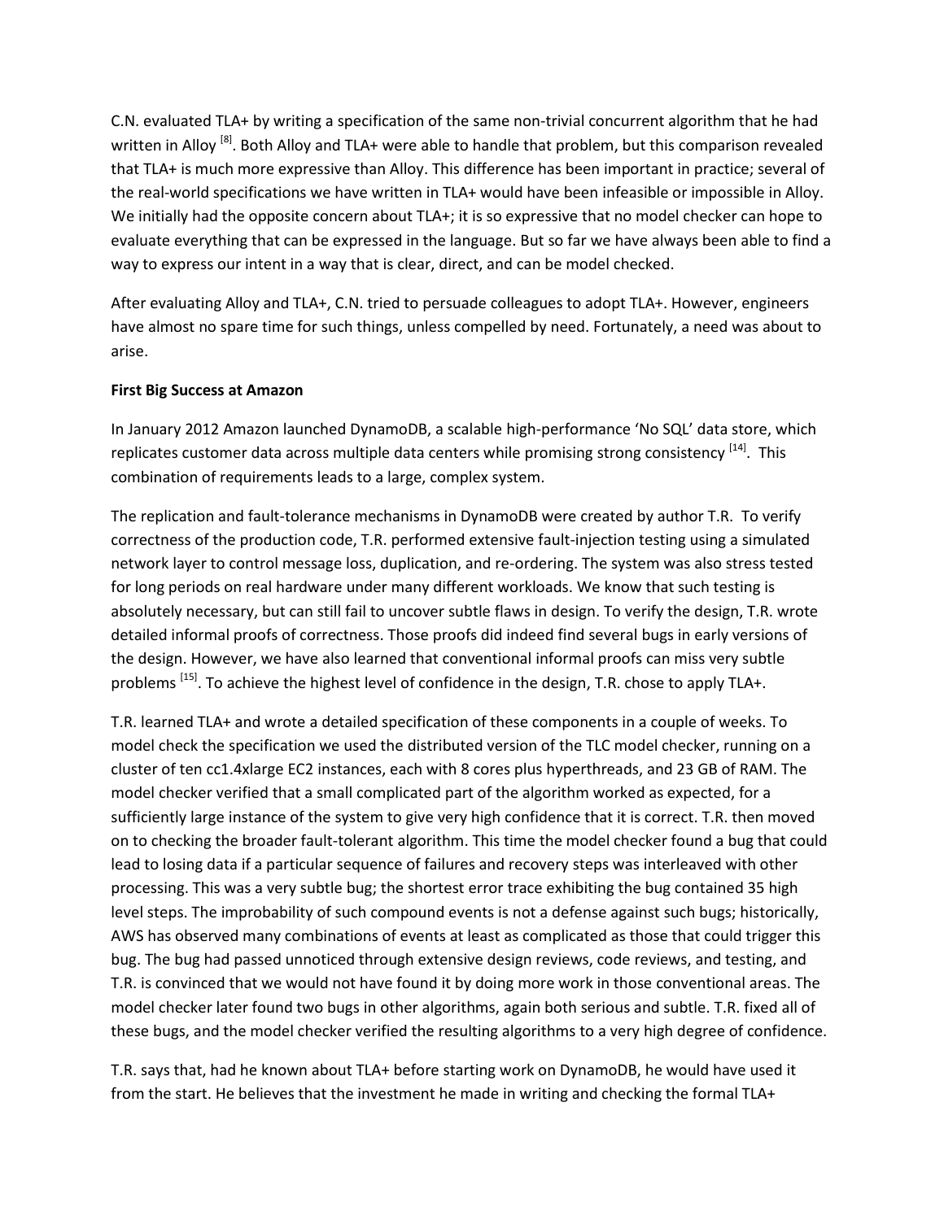C.N. evaluated TLA+ by writing a specification of the same non-trivial concurrent algorithm that he had written in Alloy [8]. Both Alloy and TLA+ were able to handle that problem, but this comparison revealed that TLA+ is much more expressive than Alloy. This difference has been important in practice; several of the real-world specifications we have written in TLA+ would have been infeasible or impossible in Alloy. We initially had the opposite concern about TLA+; it is so expressive that no model checker can hope to evaluate everything that can be expressed in the language. But so far we have always been able to find a way to express our intent in a way that is clear, direct, and can be model checked.

After evaluating Alloy and TLA+, C.N. tried to persuade colleagues to adopt TLA+. However, engineers have almost no spare time for such things, unless compelled by need. Fortunately, a need was about to arise.

**First Big Success at Amazon**

In January 2012 Amazon launched DynamoDB, a scalable high-performance 'No SQL' data store, which replicates customer data across multiple data centers while promising strong consistency [14]. This combination of requirements leads to a large, complex system.

The replication and fault-tolerance mechanisms in DynamoDB were created by author T.R. To verify correctness of the production code, T.R. performed extensive fault-injection testing using a simulated network layer to control message loss, duplication, and re-ordering. The system was also stress tested for long periods on real hardware under many different workloads. We know that such testing is absolutely necessary, but can still fail to uncover subtle flaws in design. To verify the design, T.R. wrote detailed informal proofs of correctness. Those proofs did indeed find several bugs in early versions of the design. However, we have also learned that conventional informal proofs can miss very subtle problems [15]. To achieve the highest level of confidence in the design, T.R. chose to apply TLA+.

T.R. learned TLA+ and wrote a detailed specification of these components in a couple of weeks. To model check the specification we used the distributed version of the TLC model checker, running on a cluster of ten cc1.4xlarge EC2 instances, each with 8 cores plus hyperthreads, and 23 GB of RAM. The model checker verified that a small complicated part of the algorithm worked as expected, for a sufficiently large instance of the system to give very high confidence that it is correct. T.R. then moved on to checking the broader fault-tolerant algorithm. This time the model checker found a bug that could lead to losing data if a particular sequence of failures and recovery steps was interleaved with other processing. This was a very subtle bug; the shortest error trace exhibiting the bug contained 35 high level steps. The improbability of such compound events is not a defense against such bugs; historically, AWS has observed many combinations of events at least as complicated as those that could trigger this bug. The bug had passed unnoticed through extensive design reviews, code reviews, and testing, and T.R. is convinced that we would not have found it by doing more work in those conventional areas. The model checker later found two bugs in other algorithms, again both serious and subtle. T.R. fixed all of these bugs, and the model checker verified the resulting algorithms to a very high degree of confidence.

T.R. says that, had he known about TLA+ before starting work on DynamoDB, he would have used it from the start. He believes that the investment he made in writing and checking the formal TLA+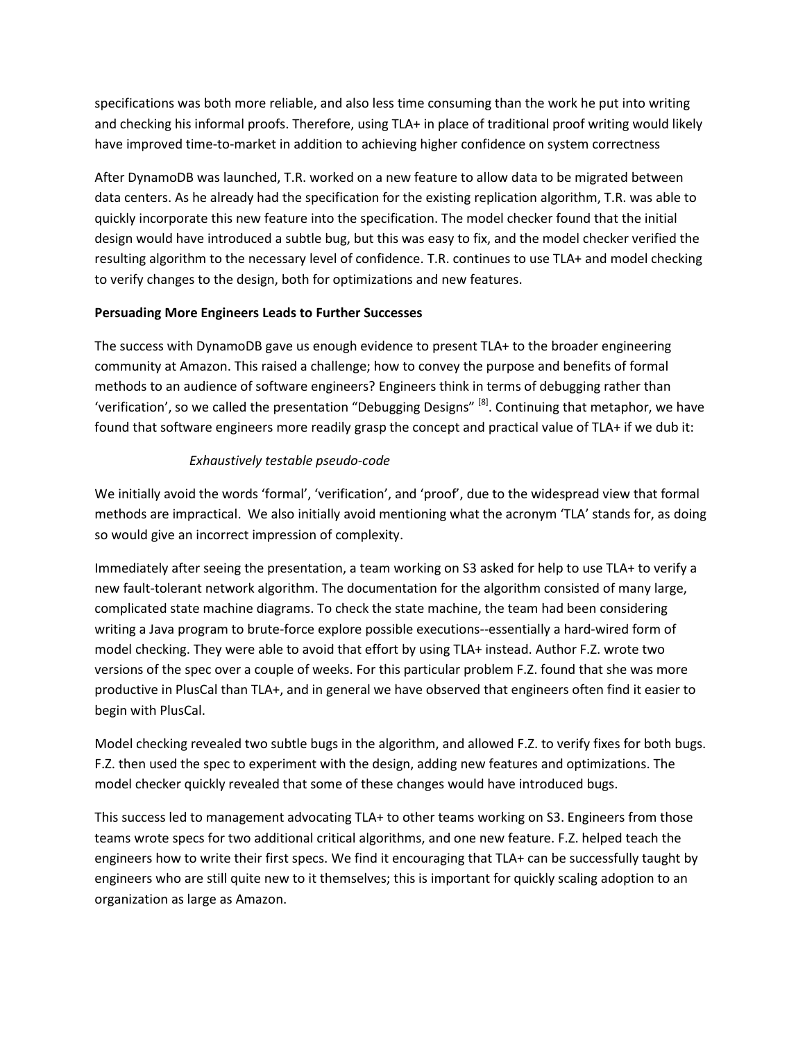specifications was both more reliable, and also less time consuming than the work he put into writing and checking his informal proofs. Therefore, using TLA+ in place of traditional proof writing would likely have improved time-to-market in addition to achieving higher confidence on system correctness

After DynamoDB was launched, T.R. worked on a new feature to allow data to be migrated between data centers. As he already had the specification for the existing replication algorithm, T.R. was able to quickly incorporate this new feature into the specification. The model checker found that the initial design would have introduced a subtle bug, but this was easy to fix, and the model checker verified the resulting algorithm to the necessary level of confidence. T.R. continues to use TLA+ and model checking to verify changes to the design, both for optimizations and new features.

**Persuading More Engineers Leads to Further Successes**

The success with DynamoDB gave us enough evidence to present TLA+ to the broader engineering community at Amazon. This raised a challenge; how to convey the purpose and benefits of formal methods to an audience of software engineers? Engineers think in terms of debugging rather than 'verification', so we called the presentation "Debugging Designs" [8]. Continuing that metaphor, we have found that software engineers more readily grasp the concept and practical value of TLA+ if we dub it:

*Exhaustively testable pseudo-code*

We initially avoid the words 'formal', 'verification', and 'proof', due to the widespread view that formal methods are impractical. We also initially avoid mentioning what the acronym 'TLA' stands for, as doing so would give an incorrect impression of complexity.

Immediately after seeing the presentation, a team working on S3 asked for help to use TLA+ to verify a new fault-tolerant network algorithm. The documentation for the algorithm consisted of many large, complicated state machine diagrams. To check the state machine, the team had been considering writing a Java program to brute-force explore possible executions--essentially a hard-wired form of model checking. They were able to avoid that effort by using TLA+ instead. Author F.Z. wrote two versions of the spec over a couple of weeks. For this particular problem F.Z. found that she was more productive in PlusCal than TLA+, and in general we have observed that engineers often find it easier to begin with PlusCal.

Model checking revealed two subtle bugs in the algorithm, and allowed F.Z. to verify fixes for both bugs. F.Z. then used the spec to experiment with the design, adding new features and optimizations. The model checker quickly revealed that some of these changes would have introduced bugs.

This success led to management advocating TLA+ to other teams working on S3. Engineers from those teams wrote specs for two additional critical algorithms, and one new feature. F.Z. helped teach the engineers how to write their first specs. We find it encouraging that TLA+ can be successfully taught by engineers who are still quite new to it themselves; this is important for quickly scaling adoption to an organization as large as Amazon.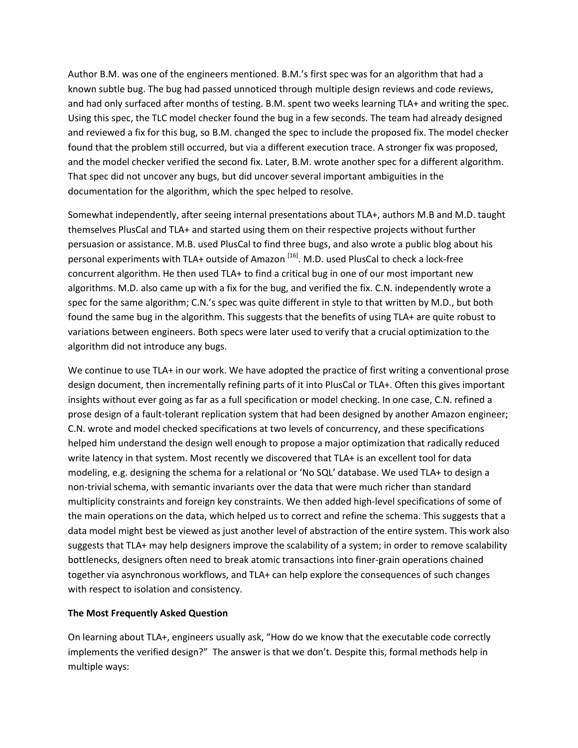Author B.M. was one of the engineers mentioned. B.M.'s first spec was for an algorithm that had a known subtle bug. The bug had passed unnoticed through multiple design reviews and code reviews, and had only surfaced after months of testing. B.M. spent two weeks learning TLA+ and writing the spec. Using this spec, the TLC model checker found the bug in a few seconds. The team had already designed and reviewed a fix for this bug, so B.M. changed the spec to include the proposed fix. The model checker found that the problem still occurred, but via a different execution trace. A stronger fix was proposed, and the model checker verified the second fix. Later, B.M. wrote another spec for a different algorithm. That spec did not uncover any bugs, but did uncover several important ambiguities in the documentation for the algorithm, which the spec helped to resolve.

Somewhat independently, after seeing internal presentations about TLA+, authors M.B and M.D. taught themselves PlusCal and TLA+ and started using them on their respective projects without further persuasion or assistance. M.B. used PlusCal to find three bugs, and also wrote a public blog about his personal experiments with TLA+ outside of Amazon [16]. M.D. used PlusCal to check a lock-free concurrent algorithm. He then used TLA+ to find a critical bug in one of our most important new algorithms. M.D. also came up with a fix for the bug, and verified the fix. C.N. independently wrote a spec for the same algorithm; C.N.'s spec was quite different in style to that written by M.D., but both found the same bug in the algorithm. This suggests that the benefits of using TLA+ are quite robust to variations between engineers. Both specs were later used to verify that a crucial optimization to the algorithm did not introduce any bugs.

We continue to use TLA+ in our work. We have adopted the practice of first writing a conventional prose design document, then incrementally refining parts of it into PlusCal or TLA+. Often this gives important insights without ever going as far as a full specification or model checking. In one case, C.N. refined a prose design of a fault-tolerant replication system that had been designed by another Amazon engineer; C.N. wrote and model checked specifications at two levels of concurrency, and these specifications helped him understand the design well enough to propose a major optimization that radically reduced write latency in that system. Most recently we discovered that TLA+ is an excellent tool for data modeling, e.g. designing the schema for a relational or 'No SQL' database. We used TLA+ to design a non-trivial schema, with semantic invariants over the data that were much richer than standard multiplicity constraints and foreign key constraints. We then added high-level specifications of some of the main operations on the data, which helped us to correct and refine the schema. This suggests that a data model might best be viewed as just another level of abstraction of the entire system. This work also suggests that TLA+ may help designers improve the scalability of a system; in order to remove scalability bottlenecks, designers often need to break atomic transactions into finer-grain operations chained together via asynchronous workflows, and TLA+ can help explore the consequences of such changes with respect to isolation and consistency.

**The Most Frequently Asked Question**

On learning about TLA+, engineers usually ask, "How do we know that the executable code correctly implements the verified design?" The answer is that we don't. Despite this, formal methods help in multiple ways: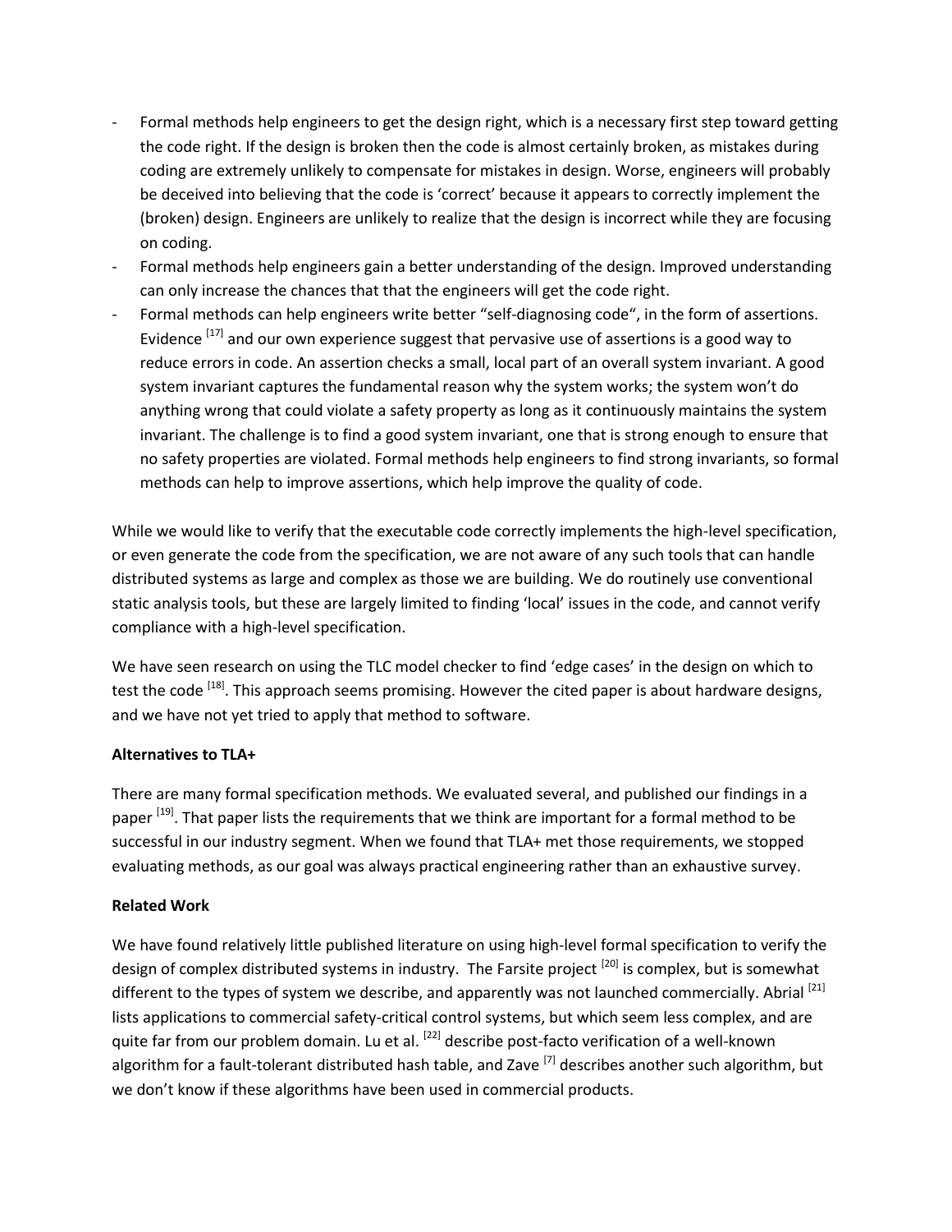- Formal methods help engineers to get the design right, which is a necessary first step toward getting the code right. If the design is broken then the code is almost certainly broken, as mistakes during coding are extremely unlikely to compensate for mistakes in design. Worse, engineers will probably be deceived into believing that the code is 'correct' because it appears to correctly implement the (broken) design. Engineers are unlikely to realize that the design is incorrect while they are focusing on coding.
- Formal methods help engineers gain a better understanding of the design. Improved understanding can only increase the chances that that the engineers will get the code right.
- Formal methods can help engineers write better "self-diagnosing code", in the form of assertions. Evidence [17] and our own experience suggest that pervasive use of assertions is a good way to reduce errors in code. An assertion checks a small, local part of an overall system invariant. A good system invariant captures the fundamental reason why the system works; the system won't do anything wrong that could violate a safety property as long as it continuously maintains the system invariant. The challenge is to find a good system invariant, one that is strong enough to ensure that no safety properties are violated. Formal methods help engineers to find strong invariants, so formal methods can help to improve assertions, which help improve the quality of code.

While we would like to verify that the executable code correctly implements the high-level specification, or even generate the code from the specification, we are not aware of any such tools that can handle distributed systems as large and complex as those we are building. We do routinely use conventional static analysis tools, but these are largely limited to finding 'local' issues in the code, and cannot verify compliance with a high-level specification.

We have seen research on using the TLC model checker to find 'edge cases' in the design on which to test the code [18]. This approach seems promising. However the cited paper is about hardware designs, and we have not yet tried to apply that method to software.

**Alternatives to TLA+**

There are many formal specification methods. We evaluated several, and published our findings in a paper [19]. That paper lists the requirements that we think are important for a formal method to be successful in our industry segment. When we found that TLA+ met those requirements, we stopped evaluating methods, as our goal was always practical engineering rather than an exhaustive survey.

**Related Work**

We have found relatively little published literature on using high-level formal specification to verify the design of complex distributed systems in industry. The Farsite project [20] is complex, but is somewhat different to the types of system we describe, and apparently was not launched commercially. Abrial [21] lists applications to commercial safety-critical control systems, but which seem less complex, and are quite far from our problem domain. Lu et al. [22] describe post-facto verification of a well-known algorithm for a fault-tolerant distributed hash table, and Zave [7] describes another such algorithm, but we don't know if these algorithms have been used in commercial products.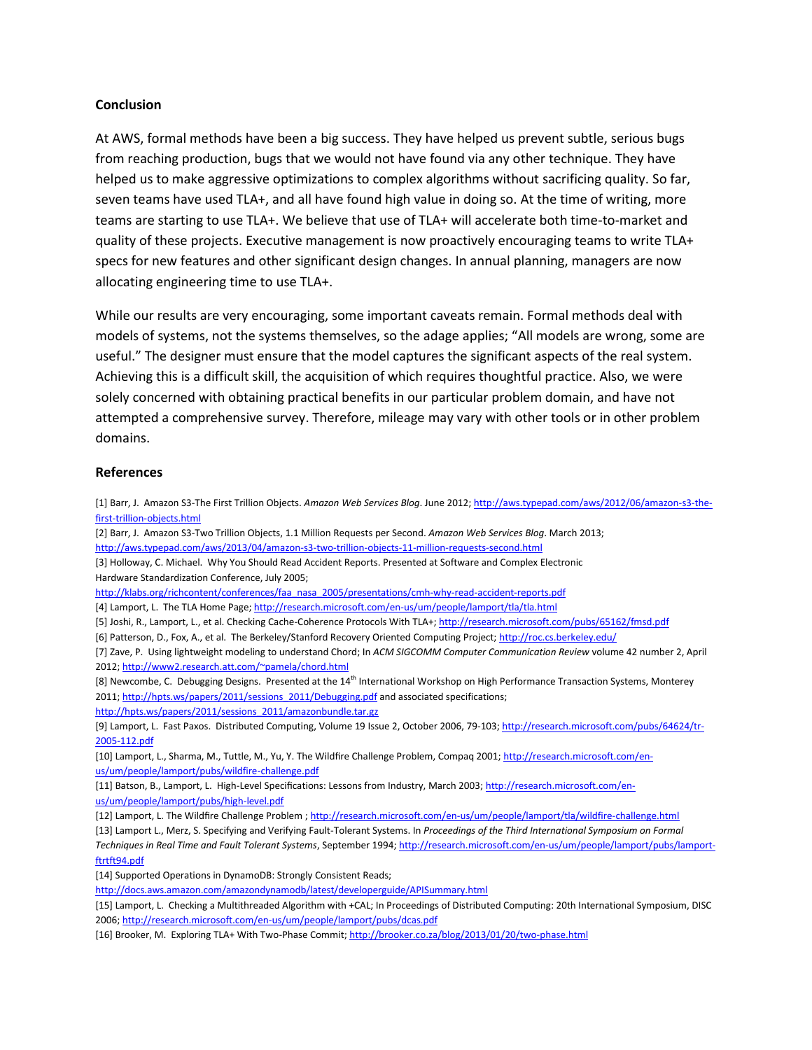## Conclusion

At AWS, formal methods have been a big success. They have helped us prevent subtle, serious bugs from reaching production, bugs that we would not have found via any other technique. They have helped us to make aggressive optimizations to complex algorithms without sacrificing quality. So far, seven teams have used TLA+, and all have found high value in doing so. At the time of writing, more teams are starting to use TLA+. We believe that use of TLA+ will accelerate both time-to-market and quality of these projects. Executive management is now proactively encouraging teams to write TLA+ specs for new features and other significant design changes. In annual planning, managers are now allocating engineering time to use TLA+.

While our results are very encouraging, some important caveats remain. Formal methods deal with models of systems, not the systems themselves, so the adage applies; “All models are wrong, some are useful.” The designer must ensure that the model captures the significant aspects of the real system. Achieving this is a difficult skill, the acquisition of which requires thoughtful practice. Also, we were solely concerned with obtaining practical benefits in our particular problem domain, and have not attempted a comprehensive survey. Therefore, mileage may vary with other tools or in other problem domains.

## References

[1] Barr, J. Amazon S3-The First Trillion Objects. *Amazon Web Services Blog*. June 2012; http://aws.typepad.com/aws/2012/06/amazon-s3-the-first-trillion-objects.html

[2] Barr, J. Amazon S3-Two Trillion Objects, 1.1 Million Requests per Second. *Amazon Web Services Blog*. March 2013; http://aws.typepad.com/aws/2013/04/amazon-s3-two-trillion-objects-11-million-requests-second.html

[3] Holloway, C. Michael. Why You Should Read Accident Reports. Presented at Software and Complex Electronic Hardware Standardization Conference, July 2005; http://klabs.org/richcontent/conferences/faa_nasa_2005/presentations/cmh-why-read-accident-reports.pdf

[4] Lamport, L. The TLA Home Page; http://research.microsoft.com/en-us/um/people/lamport/tla/tla.html

[5] Joshi, R., Lamport, L., et al. Checking Cache-Coherence Protocols With TLA+; http://research.microsoft.com/pubs/65162/fmsd.pdf

[6] Patterson, D., Fox, A., et al. The Berkeley/Stanford Recovery Oriented Computing Project; http://roc.cs.berkeley.edu/

[7] Zave, P. Using lightweight modeling to understand Chord; In *ACM SIGCOMM Computer Communication Review* volume 42 number 2, April 2012; http://www2.research.att.com/~pamela/chord.html

[8] Newcombe, C. Debugging Designs. Presented at the 14th International Workshop on High Performance Transaction Systems, Monterey 2011; http://hpts.ws/papers/2011/sessions_2011/Debugging.pdf and associated specifications; http://hpts.ws/papers/2011/sessions_2011/amazonbundle.tar.gz

[9] Lamport, L. Fast Paxos. Distributed Computing, Volume 19 Issue 2, October 2006, 79-103; http://research.microsoft.com/pubs/64624/tr-2005-112.pdf

[10] Lamport, L., Sharma, M., Tuttle, M., Yu, Y. The Wildfire Challenge Problem, Compaq 2001; http://research.microsoft.com/en-us/um/people/lamport/pubs/wildfire-challenge.pdf

[11] Batson, B., Lamport, L. High-Level Specifications: Lessons from Industry, March 2003; http://research.microsoft.com/en-us/um/people/lamport/pubs/high-level.pdf

[12] Lamport, L. The Wildfire Challenge Problem ; http://research.microsoft.com/en-us/um/people/lamport/tla/wildfire-challenge.html

[13] Lamport L., Merz, S. Specifying and Verifying Fault-Tolerant Systems. In *Proceedings of the Third International Symposium on Formal Techniques in Real Time and Fault Tolerant Systems*, September 1994; http://research.microsoft.com/en-us/um/people/lamport/pubs/lamport-ftrtft94.pdf

[14] Supported Operations in DynamoDB: Strongly Consistent Reads; http://docs.aws.amazon.com/amazondynamodb/latest/developerguide/APISummary.html

[15] Lamport, L. Checking a Multithreaded Algorithm with +CAL; In Proceedings of Distributed Computing: 20th International Symposium, DISC 2006; http://research.microsoft.com/en-us/um/people/lamport/pubs/dcas.pdf

[16] Brooker, M. Exploring TLA+ With Two-Phase Commit; http://brooker.co.za/blog/2013/01/20/two-phase.html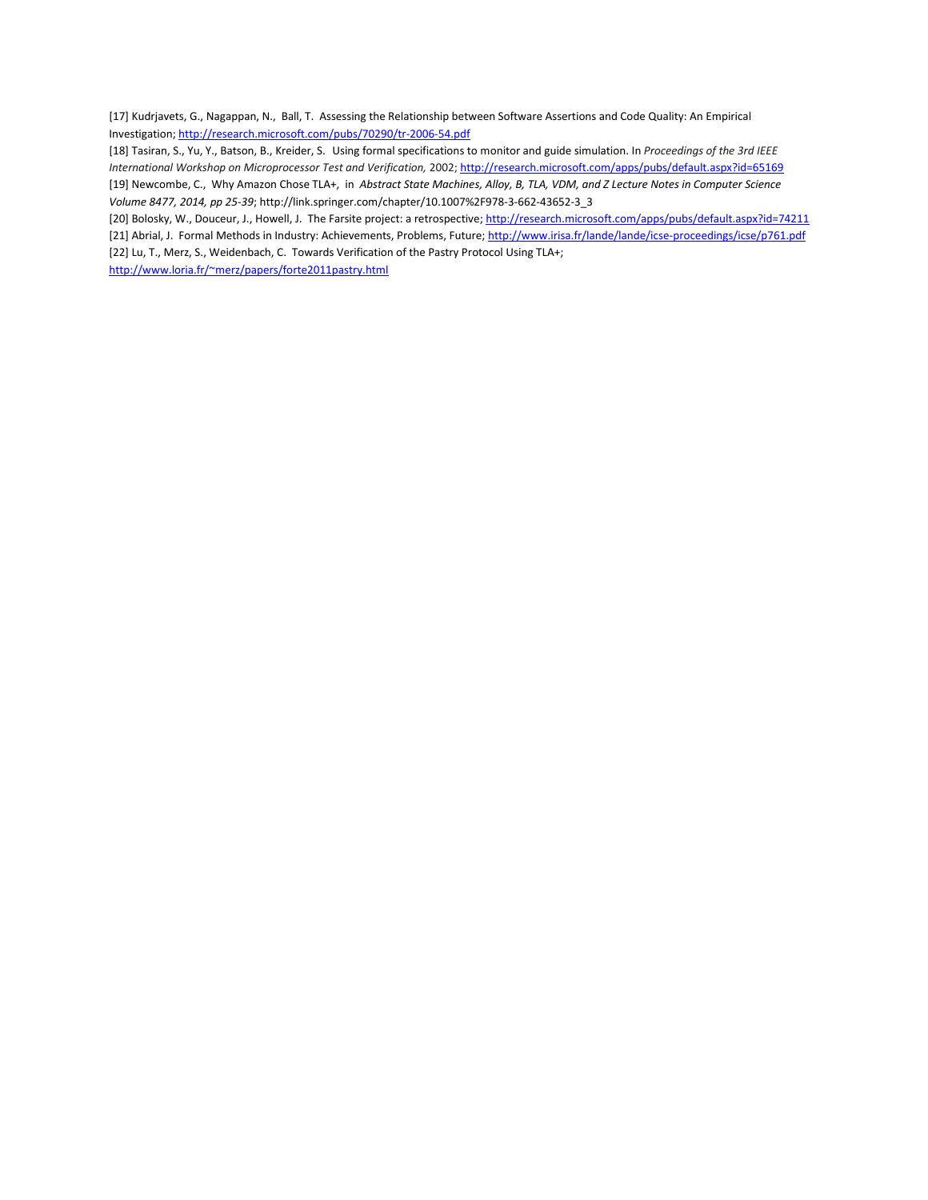[17] Kudrjavets, G., Nagappan, N., Ball, T. Assessing the Relationship between Software Assertions and Code Quality: An Empirical Investigation; http://research.microsoft.com/pubs/70290/tr-2006-54.pdf

[18] Tasiran, S., Yu, Y., Batson, B., Kreider, S. Using formal specifications to monitor and guide simulation. In *Proceedings of the 3rd IEEE International Workshop on Microprocessor Test and Verification,* 2002; http://research.microsoft.com/apps/pubs/default.aspx?id=65169

[19] Newcombe, C., Why Amazon Chose TLA+, in *Abstract State Machines, Alloy, B, TLA, VDM, and Z Lecture Notes in Computer Science Volume 8477, 2014, pp 25-39*; http://link.springer.com/chapter/10.1007%2F978-3-662-43652-3_3

[20] Bolosky, W., Douceur, J., Howell, J. The Farsite project: a retrospective; http://research.microsoft.com/apps/pubs/default.aspx?id=74211

[21] Abrial, J. Formal Methods in Industry: Achievements, Problems, Future; http://www.irisa.fr/lande/lande/icse-proceedings/icse/p761.pdf

[22] Lu, T., Merz, S., Weidenbach, C. Towards Verification of the Pastry Protocol Using TLA+; http://www.loria.fr/~merz/papers/forte2011pastry.html